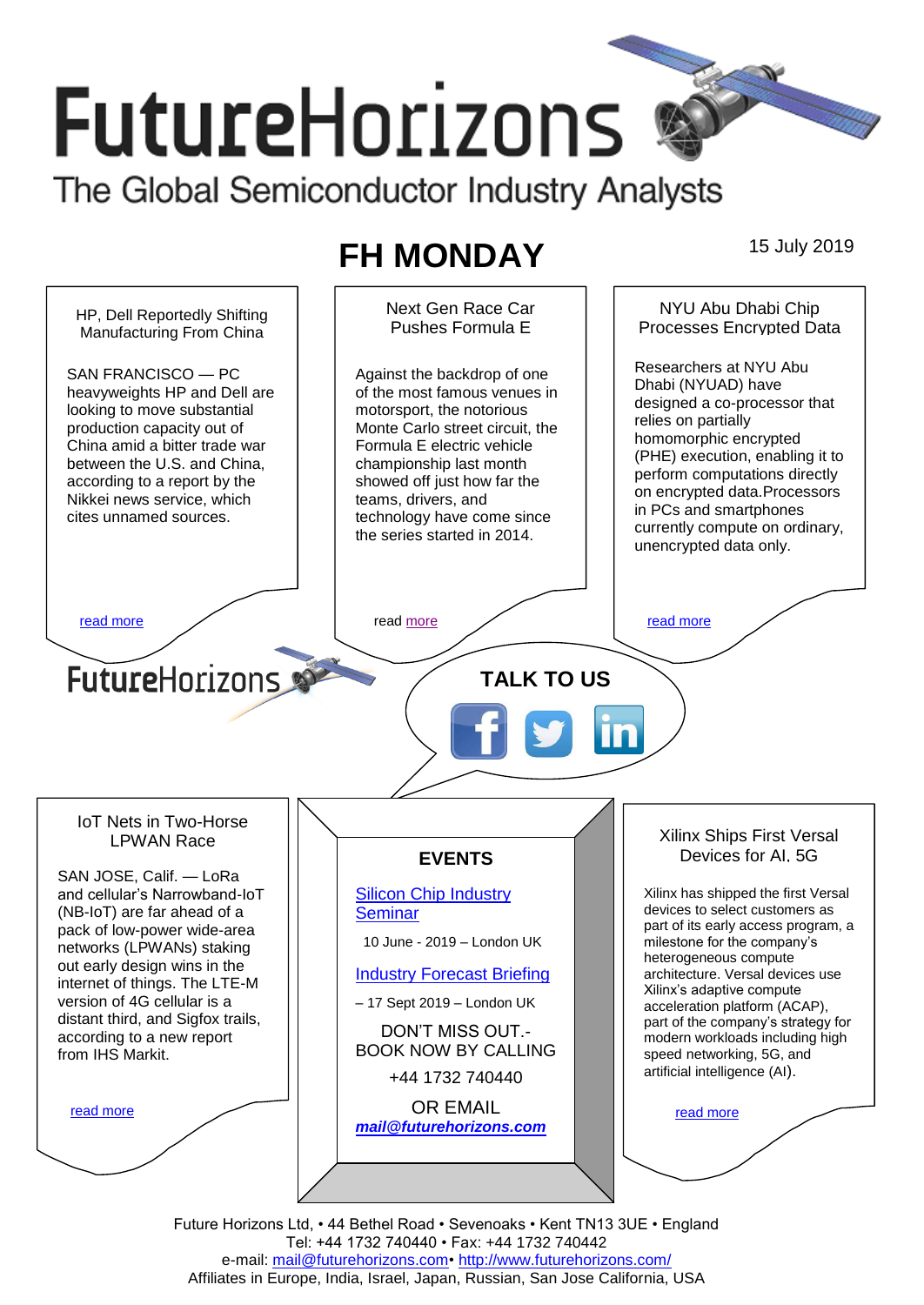# FutureHorizons

The Global Semiconductor Industry Analysts

## FH MONDAY

15 July 2019

### HP, Dell Reportedly Shifting Manufacturing From China

SAN FRANCISCO — PC heavyweights HP and Dell are looking to move substantial production capacity out of China amid a bitter trade war between the U.S. and China, according to a report by the Nikkei news service, which cites unnamed sources.

read more

### Next Gen Race Car Pushes Formula E

Against the backdrop of one of the most famous venues in motorsport, the notorious Monte Carlo street circuit, the Formula E electric vehicle championship last month showed off just how far the teams, drivers, and technology have come since the series started in 2014.

read more

### NYU Abu Dhabi Chip Processes Encrypted Data

Researchers at NYU Abu Dhabi (NYUAD) have designed a co-processor that relies on partially homomorphic encrypted (PHE) execution, enabling it to perform computations directly on encrypted data.Processors in PCs and smartphones currently compute on ordinary, unencrypted data only.

read more

FutureHorizons

TALK TO US

### IoT Nets in Two-Horse LPWAN Race

SAN JOSE, Calif. — LoRa and cellular's Narrowband-IoT (NB-IoT) are far ahead of a pack of low-power wide-area networks (LPWANs) staking out early design wins in the internet of things. The LTE-M version of 4G cellular is a distant third, and Sigfox trails, according to a new report from IHS Markit.

read more

### EVENTS

Silicon Chip Industry Seminar

10 June - 2019 – London UK

Industry Forecast Briefing

– 17 Sept 2019 – London UK

DON'T MISS OUT.- BOOK NOW BY CALLING

+44 1732 740440

OR EMAIL

***mail@futurehorizons.com***

### Xilinx Ships First Versal Devices for AI, 5G

Xilinx has shipped the first Versal devices to select customers as part of its early access program, a milestone for the company's heterogeneous compute architecture. Versal devices use Xilinx's adaptive compute acceleration platform (ACAP), part of the company's strategy for modern workloads including high speed networking, 5G, and artificial intelligence (AI).

read more

Future Horizons Ltd, • 44 Bethel Road • Sevenoaks • Kent TN13 3UE • England
Tel: +44 1732 740440 • Fax: +44 1732 740442
e-mail: mail@futurehorizons.com• http://www.futurehorizons.com/
Affiliates in Europe, India, Israel, Japan, Russian, San Jose California, USA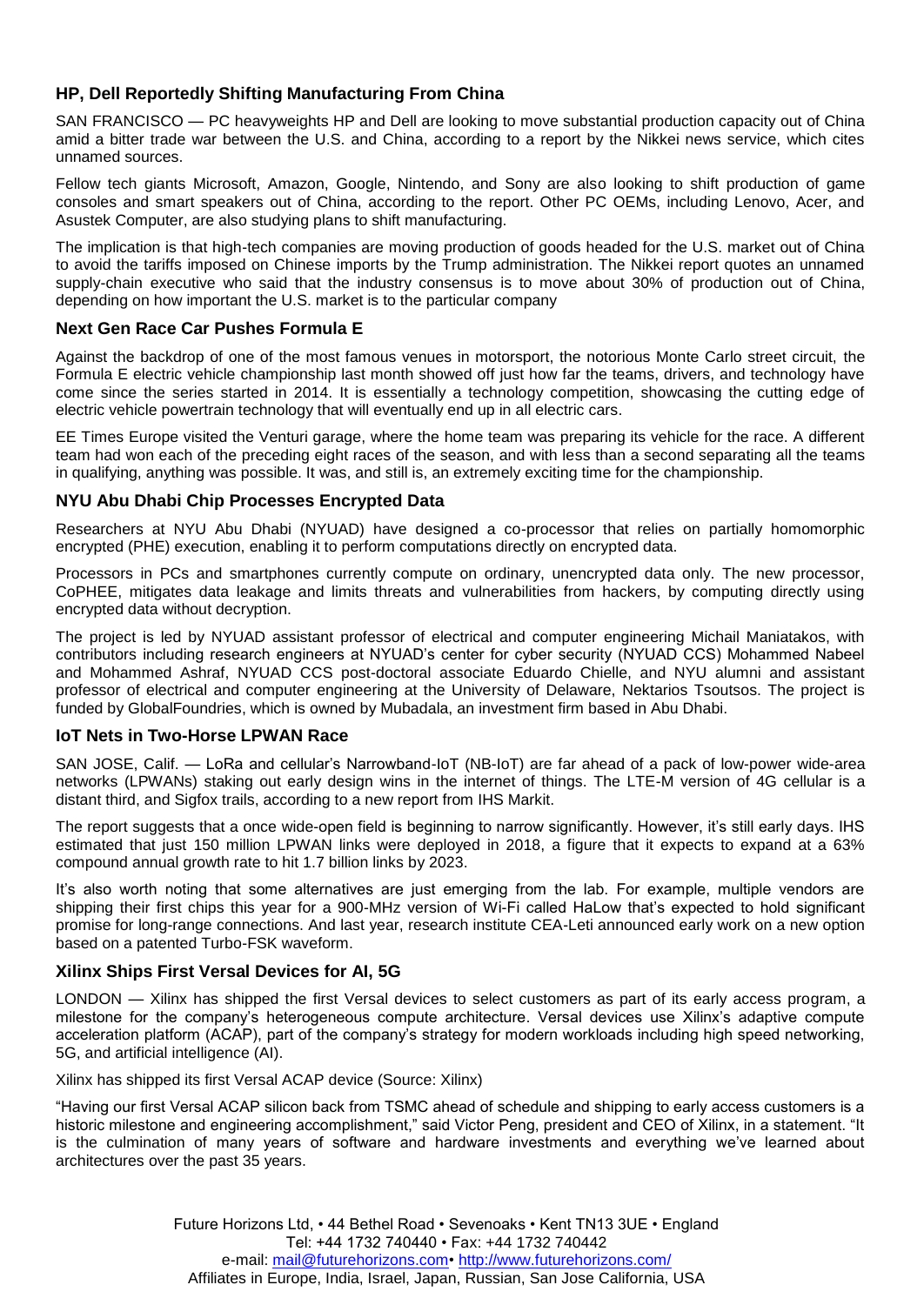### HP, Dell Reportedly Shifting Manufacturing From China

SAN FRANCISCO — PC heavyweights HP and Dell are looking to move substantial production capacity out of China amid a bitter trade war between the U.S. and China, according to a report by the Nikkei news service, which cites unnamed sources.

Fellow tech giants Microsoft, Amazon, Google, Nintendo, and Sony are also looking to shift production of game consoles and smart speakers out of China, according to the report. Other PC OEMs, including Lenovo, Acer, and Asustek Computer, are also studying plans to shift manufacturing.

The implication is that high-tech companies are moving production of goods headed for the U.S. market out of China to avoid the tariffs imposed on Chinese imports by the Trump administration. The Nikkei report quotes an unnamed supply-chain executive who said that the industry consensus is to move about 30% of production out of China, depending on how important the U.S. market is to the particular company

### Next Gen Race Car Pushes Formula E

Against the backdrop of one of the most famous venues in motorsport, the notorious Monte Carlo street circuit, the Formula E electric vehicle championship last month showed off just how far the teams, drivers, and technology have come since the series started in 2014. It is essentially a technology competition, showcasing the cutting edge of electric vehicle powertrain technology that will eventually end up in all electric cars.

EE Times Europe visited the Venturi garage, where the home team was preparing its vehicle for the race. A different team had won each of the preceding eight races of the season, and with less than a second separating all the teams in qualifying, anything was possible. It was, and still is, an extremely exciting time for the championship.

### NYU Abu Dhabi Chip Processes Encrypted Data

Researchers at NYU Abu Dhabi (NYUAD) have designed a co-processor that relies on partially homomorphic encrypted (PHE) execution, enabling it to perform computations directly on encrypted data.

Processors in PCs and smartphones currently compute on ordinary, unencrypted data only. The new processor, CoPHEE, mitigates data leakage and limits threats and vulnerabilities from hackers, by computing directly using encrypted data without decryption.

The project is led by NYUAD assistant professor of electrical and computer engineering Michail Maniatakos, with contributors including research engineers at NYUAD's center for cyber security (NYUAD CCS) Mohammed Nabeel and Mohammed Ashraf, NYUAD CCS post-doctoral associate Eduardo Chielle, and NYU alumni and assistant professor of electrical and computer engineering at the University of Delaware, Nektarios Tsoutsos. The project is funded by GlobalFoundries, which is owned by Mubadala, an investment firm based in Abu Dhabi.

### IoT Nets in Two-Horse LPWAN Race

SAN JOSE, Calif. — LoRa and cellular's Narrowband-IoT (NB-IoT) are far ahead of a pack of low-power wide-area networks (LPWANs) staking out early design wins in the internet of things. The LTE-M version of 4G cellular is a distant third, and Sigfox trails, according to a new report from IHS Markit.

The report suggests that a once wide-open field is beginning to narrow significantly. However, it's still early days. IHS estimated that just 150 million LPWAN links were deployed in 2018, a figure that it expects to expand at a 63% compound annual growth rate to hit 1.7 billion links by 2023.

It's also worth noting that some alternatives are just emerging from the lab. For example, multiple vendors are shipping their first chips this year for a 900-MHz version of Wi-Fi called HaLow that's expected to hold significant promise for long-range connections. And last year, research institute CEA-Leti announced early work on a new option based on a patented Turbo-FSK waveform.

### Xilinx Ships First Versal Devices for AI, 5G

LONDON — Xilinx has shipped the first Versal devices to select customers as part of its early access program, a milestone for the company's heterogeneous compute architecture. Versal devices use Xilinx's adaptive compute acceleration platform (ACAP), part of the company's strategy for modern workloads including high speed networking, 5G, and artificial intelligence (AI).

Xilinx has shipped its first Versal ACAP device (Source: Xilinx)

"Having our first Versal ACAP silicon back from TSMC ahead of schedule and shipping to early access customers is a historic milestone and engineering accomplishment," said Victor Peng, president and CEO of Xilinx, in a statement. "It is the culmination of many years of software and hardware investments and everything we've learned about architectures over the past 35 years.

Future Horizons Ltd, • 44 Bethel Road • Sevenoaks • Kent TN13 3UE • England
Tel: +44 1732 740440 • Fax: +44 1732 740442
e-mail: mail@futurehorizons.com• http://www.futurehorizons.com/
Affiliates in Europe, India, Israel, Japan, Russian, San Jose California, USA